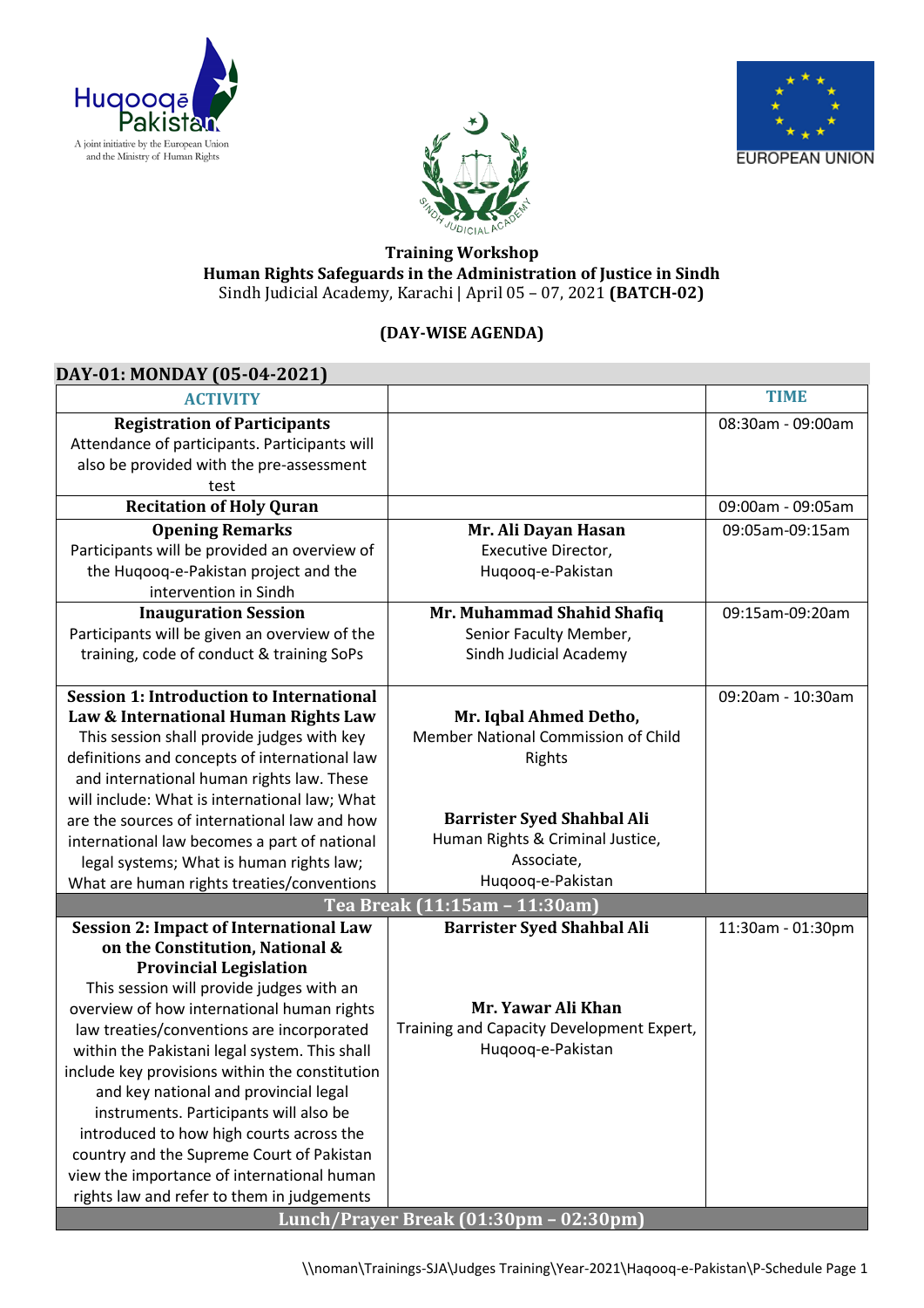**Training Workshop**
**Human Rights Safeguards in the Administration of Justice in Sindh**
Sindh Judicial Academy, Karachi | April 05 – 07, 2021 **(BATCH-02)**

**(DAY-WISE AGENDA)**

## DAY-01: MONDAY (05-04-2021)

| ACTIVITY | | TIME |
|---|---|---|
| **Registration of Participants**<br>Attendance of participants. Participants will also be provided with the pre-assessment test | | 08:30am - 09:00am |
| **Recitation of Holy Quran** | | 09:00am - 09:05am |
| **Opening Remarks**<br>Participants will be provided an overview of the Huqooq-e-Pakistan project and the intervention in Sindh | **Mr. Ali Dayan Hasan**<br>Executive Director,<br>Huqooq-e-Pakistan | 09:05am-09:15am |
| **Inauguration Session**<br>Participants will be given an overview of the training, code of conduct & training SoPs | **Mr. Muhammad Shahid Shafiq**<br>Senior Faculty Member,<br>Sindh Judicial Academy | 09:15am-09:20am |
| **Session 1: Introduction to International Law & International Human Rights Law**<br>This session shall provide judges with key definitions and concepts of international law and international human rights law. These will include: What is international law; What are the sources of international law and how international law becomes a part of national legal systems; What is human rights law; What are human rights treaties/conventions | **Mr. Iqbal Ahmed Detho,**<br>Member National Commission of Child Rights<br><br>**Barrister Syed Shahbal Ali**<br>Human Rights & Criminal Justice, Associate,<br>Huqooq-e-Pakistan | 09:20am - 10:30am |
| **Tea Break (11:15am – 11:30am)** | | |
| **Session 2: Impact of International Law on the Constitution, National & Provincial Legislation**<br>This session will provide judges with an overview of how international human rights law treaties/conventions are incorporated within the Pakistani legal system. This shall include key provisions within the constitution and key national and provincial legal instruments. Participants will also be introduced to how high courts across the country and the Supreme Court of Pakistan view the importance of international human rights law and refer to them in judgements | **Barrister Syed Shahbal Ali**<br><br>**Mr. Yawar Ali Khan**<br>Training and Capacity Development Expert,<br>Huqooq-e-Pakistan | 11:30am - 01:30pm |
| **Lunch/Prayer Break (01:30pm – 02:30pm)** | | |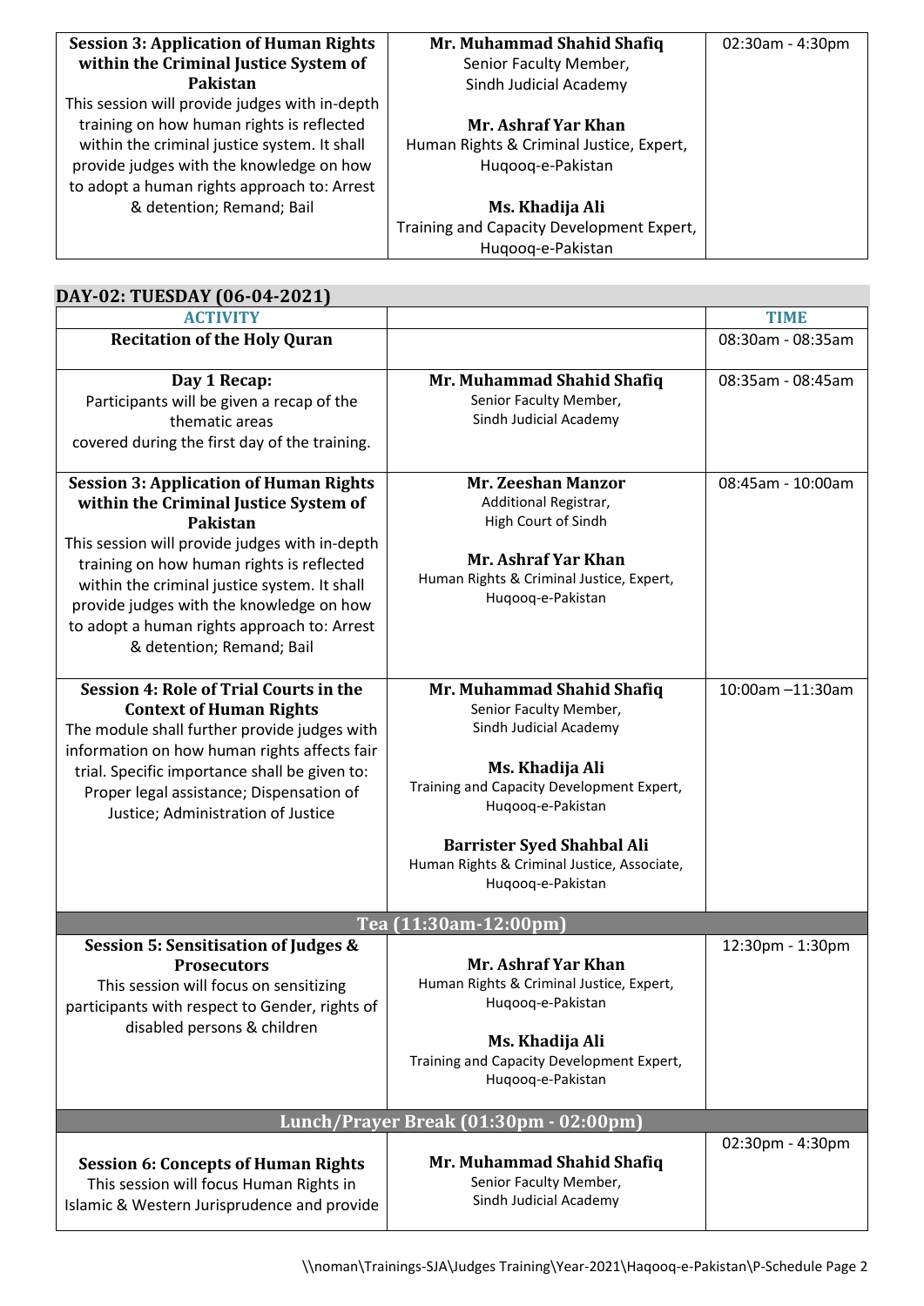| | | |
|---|---|---|
| **Session 3: Application of Human Rights within the Criminal Justice System of Pakistan** This session will provide judges with in-depth training on how human rights is reflected within the criminal justice system. It shall provide judges with the knowledge on how to adopt a human rights approach to: Arrest & detention; Remand; Bail | **Mr. Muhammad Shahid Shafiq** Senior Faculty Member, Sindh Judicial Academy **Mr. Ashraf Yar Khan** Human Rights & Criminal Justice, Expert, Huqooq-e-Pakistan **Ms. Khadija Ali** Training and Capacity Development Expert, Huqooq-e-Pakistan | 02:30am - 4:30pm |

## DAY-02: TUESDAY (06-04-2021)

| ACTIVITY | | TIME |
|---|---|---|
| **Recitation of the Holy Quran** | | 08:30am - 08:35am |
| **Day 1 Recap:** Participants will be given a recap of the thematic areas covered during the first day of the training. | **Mr. Muhammad Shahid Shafiq** Senior Faculty Member, Sindh Judicial Academy | 08:35am - 08:45am |
| **Session 3: Application of Human Rights within the Criminal Justice System of Pakistan** This session will provide judges with in-depth training on how human rights is reflected within the criminal justice system. It shall provide judges with the knowledge on how to adopt a human rights approach to: Arrest & detention; Remand; Bail | **Mr. Zeeshan Manzor** Additional Registrar, High Court of Sindh **Mr. Ashraf Yar Khan** Human Rights & Criminal Justice, Expert, Huqooq-e-Pakistan | 08:45am - 10:00am |
| **Session 4: Role of Trial Courts in the Context of Human Rights** The module shall further provide judges with information on how human rights affects fair trial. Specific importance shall be given to: Proper legal assistance; Dispensation of Justice; Administration of Justice | **Mr. Muhammad Shahid Shafiq** Senior Faculty Member, Sindh Judicial Academy **Ms. Khadija Ali** Training and Capacity Development Expert, Huqooq-e-Pakistan **Barrister Syed Shahbal Ali** Human Rights & Criminal Justice, Associate, Huqooq-e-Pakistan | 10:00am –11:30am |
| **Tea (11:30am-12:00pm)** | | |
| **Session 5: Sensitisation of Judges & Prosecutors** This session will focus on sensitizing participants with respect to Gender, rights of disabled persons & children | **Mr. Ashraf Yar Khan** Human Rights & Criminal Justice, Expert, Huqooq-e-Pakistan **Ms. Khadija Ali** Training and Capacity Development Expert, Huqooq-e-Pakistan | 12:30pm - 1:30pm |
| **Lunch/Prayer Break (01:30pm - 02:00pm)** | | |
| **Session 6: Concepts of Human Rights** This session will focus Human Rights in Islamic & Western Jurisprudence and provide | **Mr. Muhammad Shahid Shafiq** Senior Faculty Member, Sindh Judicial Academy | 02:30pm - 4:30pm |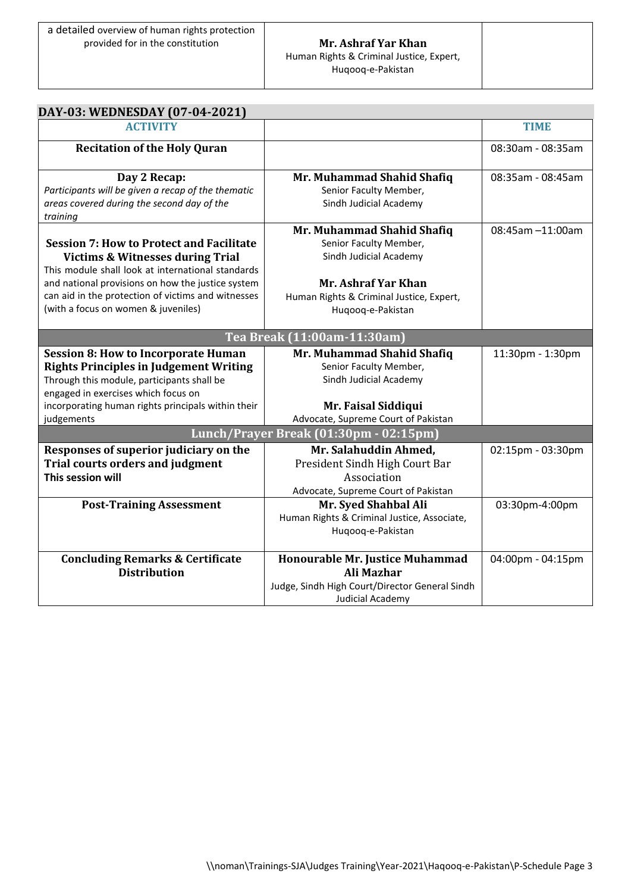| | | |
|---|---|---|
| a detailed overview of human rights protection provided for in the constitution | **Mr. Ashraf Yar Khan**<br>Human Rights & Criminal Justice, Expert, Huqooq-e-Pakistan | |

## DAY-03: WEDNESDAY (07-04-2021)

| ACTIVITY | | TIME |
|---|---|---|
| **Recitation of the Holy Quran** | | 08:30am - 08:35am |
| **Day 2 Recap:**<br>*Participants will be given a recap of the thematic areas covered during the second day of the training* | **Mr. Muhammad Shahid Shafiq**<br>Senior Faculty Member,<br>Sindh Judicial Academy | 08:35am - 08:45am |
| **Session 7: How to Protect and Facilitate Victims & Witnesses during Trial**<br>This module shall look at international standards and national provisions on how the justice system can aid in the protection of victims and witnesses (with a focus on women & juveniles) | **Mr. Muhammad Shahid Shafiq**<br>Senior Faculty Member,<br>Sindh Judicial Academy<br><br>**Mr. Ashraf Yar Khan**<br>Human Rights & Criminal Justice, Expert,<br>Huqooq-e-Pakistan | 08:45am –11:00am |
| **Tea Break (11:00am-11:30am)** | | |
| **Session 8: How to Incorporate Human Rights Principles in Judgement Writing**<br>Through this module, participants shall be engaged in exercises which focus on incorporating human rights principals within their judgements | **Mr. Muhammad Shahid Shafiq**<br>Senior Faculty Member,<br>Sindh Judicial Academy<br><br>**Mr. Faisal Siddiqui**<br>Advocate, Supreme Court of Pakistan | 11:30pm - 1:30pm |
| **Lunch/Prayer Break (01:30pm - 02:15pm)** | | |
| **Responses of superior judiciary on the Trial courts orders and judgment**<br>**This session will** | **Mr. Salahuddin Ahmed,**<br>President Sindh High Court Bar Association<br>Advocate, Supreme Court of Pakistan | 02:15pm - 03:30pm |
| **Post-Training Assessment** | **Mr. Syed Shahbal Ali**<br>Human Rights & Criminal Justice, Associate,<br>Huqooq-e-Pakistan | 03:30pm-4:00pm |
| **Concluding Remarks & Certificate Distribution** | **Honourable Mr. Justice Muhammad Ali Mazhar**<br>Judge, Sindh High Court/Director General Sindh Judicial Academy | 04:00pm - 04:15pm |

\\noman\Trainings-SJA\Judges Training\Year-2021\Haqooq-e-Pakistan\P-Schedule